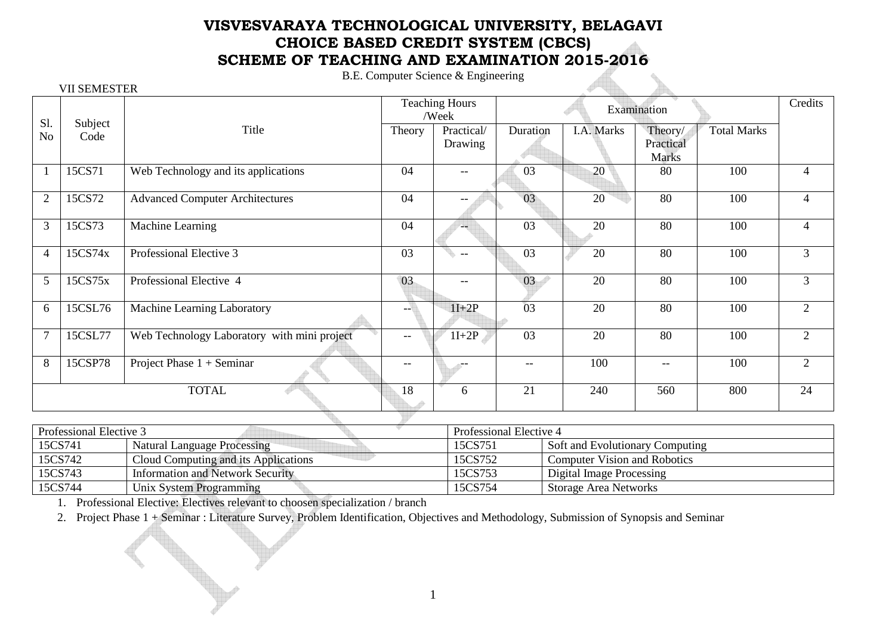# VISVESVARAYA TECHNOLOGICAL UNIVERSITY, BELAGAVI
# CHOICE BASED CREDIT SYSTEM (CBCS)
# SCHEME OF TEACHING AND EXAMINATION 2015-2016

B.E. Computer Science & Engineering

VII SEMESTER

| Sl. No | Subject Code | Title | Teaching Hours /Week | | Examination | | | | Credits |
|---|---|---|---|---|---|---|---|---|---|
| | | | Theory | Practical/ Drawing | Duration | I.A. Marks | Theory/ Practical Marks | Total Marks | |
| 1 | 15CS71 | Web Technology and its applications | 04 | -- | 03 | 20 | 80 | 100 | 4 |
| 2 | 15CS72 | Advanced Computer Architectures | 04 | -- | 03 | 20 | 80 | 100 | 4 |
| 3 | 15CS73 | Machine Learning | 04 | -- | 03 | 20 | 80 | 100 | 4 |
| 4 | 15CS74x | Professional Elective 3 | 03 | -- | 03 | 20 | 80 | 100 | 3 |
| 5 | 15CS75x | Professional Elective 4 | 03 | -- | 03 | 20 | 80 | 100 | 3 |
| 6 | 15CSL76 | Machine Learning Laboratory | -- | 1I+2P | 03 | 20 | 80 | 100 | 2 |
| 7 | 15CSL77 | Web Technology Laboratory with mini project | -- | 1I+2P | 03 | 20 | 80 | 100 | 2 |
| 8 | 15CSP78 | Project Phase 1 + Seminar | -- | -- | -- | 100 | -- | 100 | 2 |
| TOTAL | | | 18 | 6 | 21 | 240 | 560 | 800 | 24 |

| Professional Elective 3 | | Professional Elective 4 | |
|---|---|---|---|
| 15CS741 | Natural Language Processing | 15CS751 | Soft and Evolutionary Computing |
| 15CS742 | Cloud Computing and its Applications | 15CS752 | Computer Vision and Robotics |
| 15CS743 | Information and Network Security | 15CS753 | Digital Image Processing |
| 15CS744 | Unix System Programming | 15CS754 | Storage Area Networks |

1. Professional Elective: Electives relevant to choosen specialization / branch
2. Project Phase 1 + Seminar : Literature Survey, Problem Identification, Objectives and Methodology, Submission of Synopsis and Seminar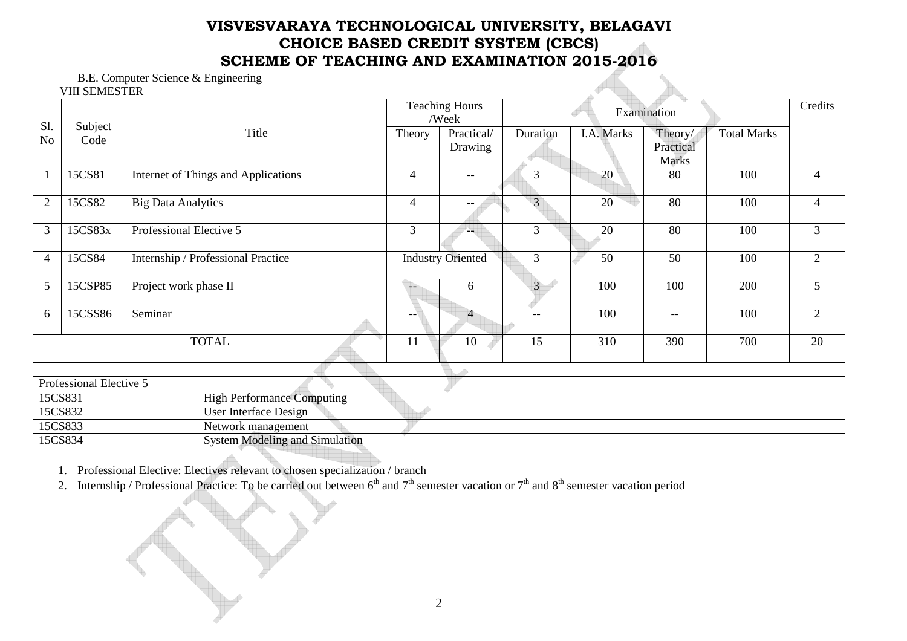# VISVESVARAYA TECHNOLOGICAL UNIVERSITY, BELAGAVI
# CHOICE BASED CREDIT SYSTEM (CBCS)
# SCHEME OF TEACHING AND EXAMINATION 2015-2016

B.E. Computer Science & Engineering

VIII SEMESTER

| Sl. No | Subject Code | Title | Teaching Hours /Week | | Examination | | | | Credits |
|---|---|---|---|---|---|---|---|---|---|
| | | | Theory | Practical/ Drawing | Duration | I.A. Marks | Theory/ Practical Marks | Total Marks | |
| 1 | 15CS81 | Internet of Things and Applications | 4 | -- | 3 | 20 | 80 | 100 | 4 |
| 2 | 15CS82 | Big Data Analytics | 4 | -- | 3 | 20 | 80 | 100 | 4 |
| 3 | 15CS83x | Professional Elective 5 | 3 | -- | 3 | 20 | 80 | 100 | 3 |
| 4 | 15CS84 | Internship / Professional Practice | Industry Oriented | | 3 | 50 | 50 | 100 | 2 |
| 5 | 15CSP85 | Project work phase II | -- | 6 | 3 | 100 | 100 | 200 | 5 |
| 6 | 15CSS86 | Seminar | -- | 4 | -- | 100 | -- | 100 | 2 |
| | | TOTAL | 11 | 10 | 15 | 310 | 390 | 700 | 20 |

| Professional Elective 5 | |
|---|---|
| 15CS831 | High Performance Computing |
| 15CS832 | User Interface Design |
| 15CS833 | Network management |
| 15CS834 | System Modeling and Simulation |

1. Professional Elective: Electives relevant to chosen specialization / branch
2. Internship / Professional Practice: To be carried out between $6^{th}$ and $7^{th}$ semester vacation or $7^{th}$ and $8^{th}$ semester vacation period